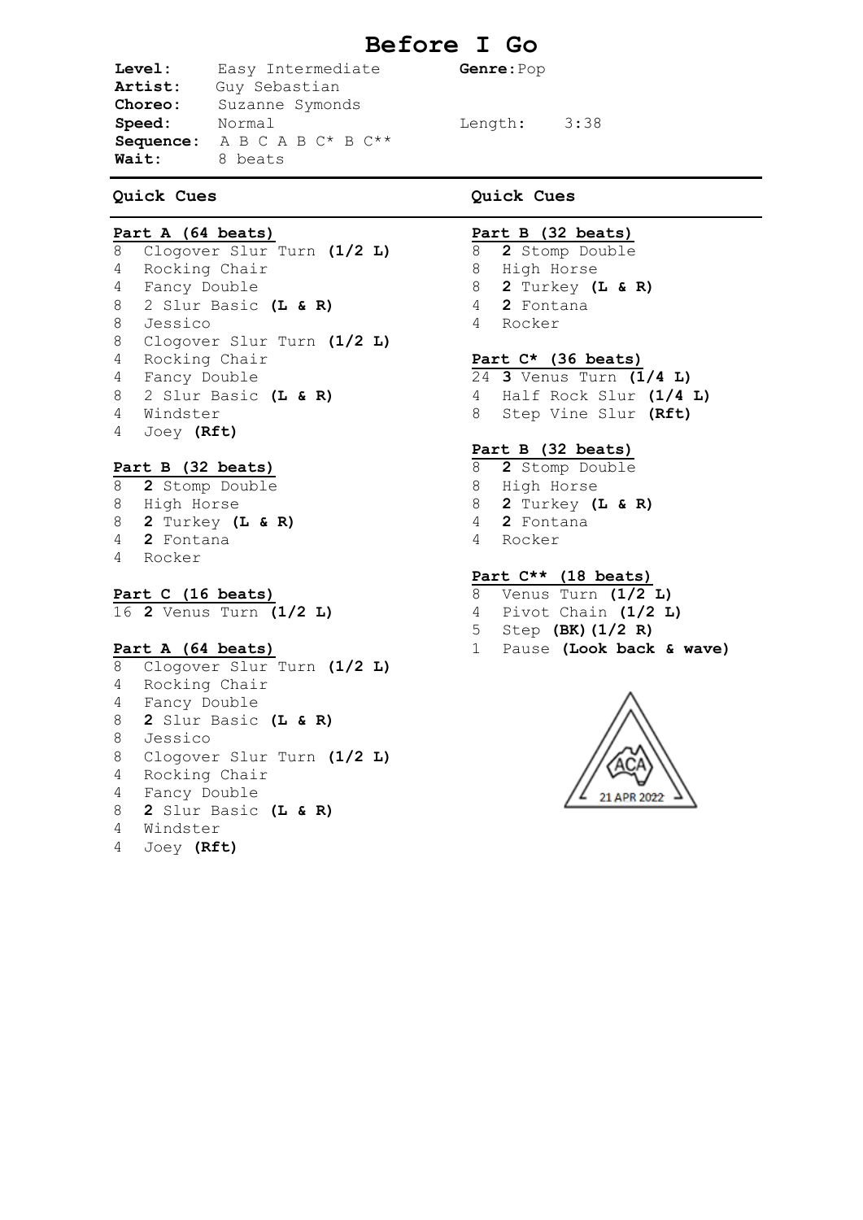# Before I Go

**Level:** Easy Intermediate
**Genre:** Pop
**Artist:** Guy Sebastian
**Choreo:** Suzanne Symonds
**Speed:** Normal
**Length:** 3:38
**Sequence:** A B C A B C* B C**
**Wait:** 8 beats

## Quick Cues

### Part A (64 beats)

8 Clogover Slur Turn **(1/2 L)**
4 Rocking Chair
4 Fancy Double
8 2 Slur Basic **(L & R)**
8 Jessico
8 Clogover Slur Turn **(1/2 L)**
4 Rocking Chair
4 Fancy Double
8 2 Slur Basic **(L & R)**
4 Windster
4 Joey **(Rft)**

### Part B (32 beats)

8 **2** Stomp Double
8 High Horse
8 **2** Turkey **(L & R)**
4 **2** Fontana
4 Rocker

### Part C (16 beats)

16 **2** Venus Turn **(1/2 L)**

### Part A (64 beats)

8 Clogover Slur Turn **(1/2 L)**
4 Rocking Chair
4 Fancy Double
8 **2** Slur Basic **(L & R)**
8 Jessico
8 Clogover Slur Turn **(1/2 L)**
4 Rocking Chair
4 Fancy Double
8 **2** Slur Basic **(L & R)**
4 Windster
4 Joey **(Rft)**

### Part B (32 beats)

8 **2** Stomp Double
8 High Horse
8 **2** Turkey **(L & R)**
4 **2** Fontana
4 Rocker

### Part C* (36 beats)

24 **3** Venus Turn **(1/4 L)**
4 Half Rock Slur **(1/4 L)**
8 Step Vine Slur **(Rft)**

### Part B (32 beats)

8 **2** Stomp Double
8 High Horse
8 **2** Turkey **(L & R)**
4 **2** Fontana
4 Rocker

### Part C** (18 beats)

8 Venus Turn **(1/2 L)**
4 Pivot Chain **(1/2 L)**
5 Step **(BK)(1/2 R)**
1 Pause **(Look back & wave)**

ACA 21 APR 2022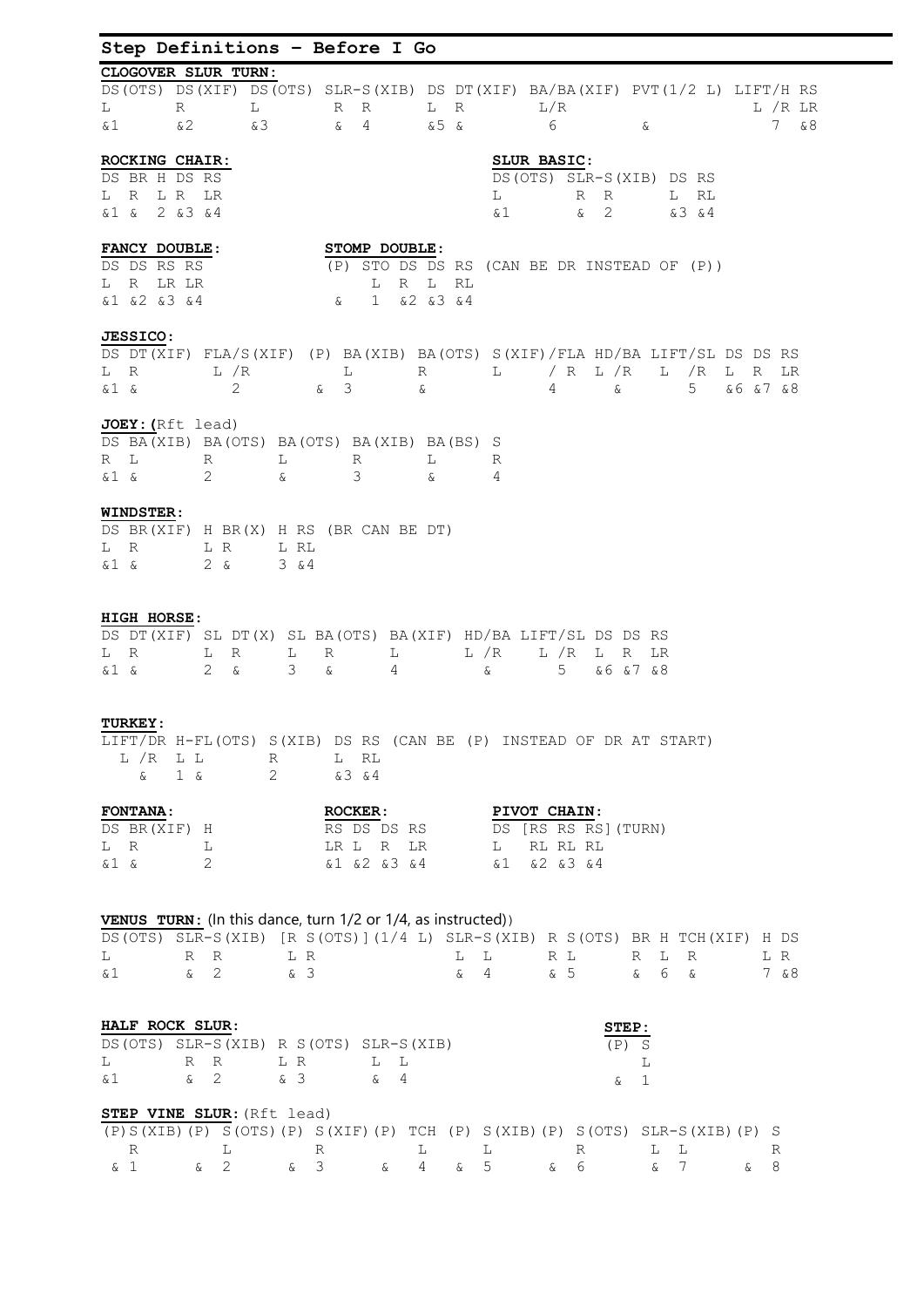## Step Definitions – Before I Go

**CLOGOVER SLUR TURN:**

```
DS(OTS) DS(XIF) DS(OTS) SLR-S(XIB) DS DT(XIF) BA/BA(XIF) PVT(1/2 L) LIFT/H RS
L       R       L       R R        L  R       L/R                   L /R LR
&1      &2      &3      & 4        &5 &       6           &              7  &8
```

**ROCKING CHAIR:**

```
DS BR H DS RS
L  R  L R  LR
&1 &  2 &3 &4
```

**SLUR BASIC:**

```
DS(OTS) SLR-S(XIB) DS RS
L       R R        L  RL
&1      & 2        &3 &4
```

**FANCY DOUBLE:**

```
DS DS RS RS
L  R  LR LR
&1 &2 &3 &4
```

**STOMP DOUBLE:**

```
(P) STO DS DS RS (CAN BE DR INSTEAD OF (P))
    L   R  L  RL
&   1   &2 &3 &4
```

**JESSICO:**

```
DS DT(XIF) FLA/S(XIF) (P) BA(XIB) BA(OTS) S(XIF)/FLA HD/BA LIFT/SL DS DS RS
L  R       L /R           L       R       L     / R  L /R  L  /R   L  R  LR
&1 &       2          &   3       &             4      &       5   &6 &7 &8
```

**JOEY: (**Rft lead)

```
DS BA(XIB) BA(OTS) BA(OTS) BA(XIB) BA(BS) S
R  L       R       L       R       L      R
&1 &       2       &       3       &      4
```

**WINDSTER:**

```
DS BR(XIF) H BR(X) H RS (BR CAN BE DT)
L  R       L R     L RL
&1 &       2 &     3 &4
```

**HIGH HORSE:**

```
DS DT(XIF) SL DT(X) SL BA(OTS) BA(XIF) HD/BA LIFT/SL DS DS RS
L  R       L  R     L  R       L       L /R  L /R    L  R  LR
&1 &       2  &     3  &       4       &     5       &6 &7 &8
```

**TURKEY:**

```
LIFT/DR H-FL(OTS) S(XIB) DS RS (CAN BE (P) INSTEAD OF DR AT START)
  L /R  L L       R      L  RL
    &   1 &       2      &3 &4
```

**FONTANA:**

```
DS BR(XIF) H
L  R       L
&1 &       2
```

**ROCKER:**

```
RS DS DS RS
LR L  R  LR
&1 &2 &3 &4
```

**PIVOT CHAIN:**

```
DS [RS RS RS](TURN)
L   RL RL RL
&1  &2 &3 &4
```

**VENUS TURN:** (In this dance, turn 1/2 or 1/4, as instructed))

```
DS(OTS) SLR-S(XIB) [R S(OTS)](1/4 L) SLR-S(XIB) R S(OTS) BR H TCH(XIF) H DS
L       R R        L R               L L        R L      R  L R         L R
&1      & 2        & 3               & 4        & 5      &  6 &         7 &8
```

**HALF ROCK SLUR:**

```
DS(OTS) SLR-S(XIB) R S(OTS) SLR-S(XIB)
L       R R        L R      L L
&1      & 2        & 3      & 4
```

**STEP:**

```
(P) S
    L
&   1
```

**STEP VINE SLUR:** (Rft lead)

```
(P)S(XIB)(P) S(OTS)(P) S(XIF)(P) TCH (P) S(XIB)(P) S(OTS) SLR-S(XIB)(P) S
   R         L         R         L       L         R      L L           R
 & 1       & 2       & 3       & 4     & 5       & 6      & 7         & 8
```